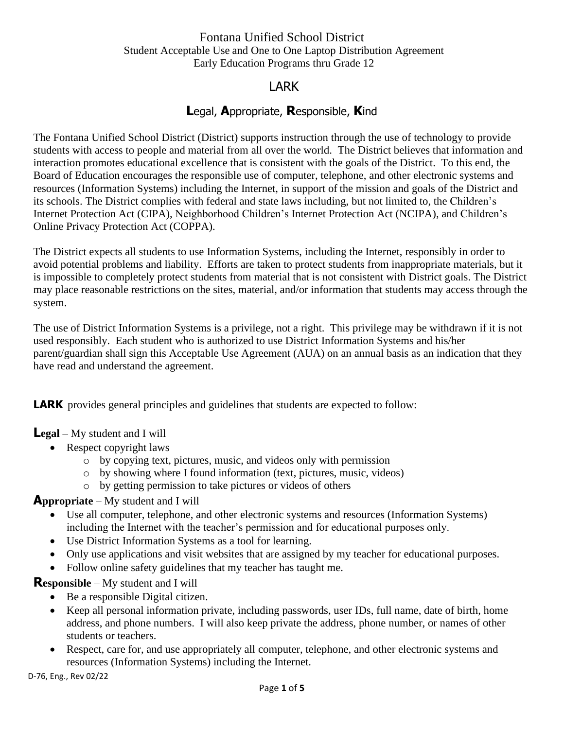# Fontana Unified School District

Student Acceptable Use and One to One Laptop Distribution Agreement
Early Education Programs thru Grade 12

## LARK

### **L**egal, **A**ppropriate, **R**esponsible, **K**ind

The Fontana Unified School District (District) supports instruction through the use of technology to provide students with access to people and material from all over the world. The District believes that information and interaction promotes educational excellence that is consistent with the goals of the District. To this end, the Board of Education encourages the responsible use of computer, telephone, and other electronic systems and resources (Information Systems) including the Internet, in support of the mission and goals of the District and its schools. The District complies with federal and state laws including, but not limited to, the Children's Internet Protection Act (CIPA), Neighborhood Children's Internet Protection Act (NCIPA), and Children's Online Privacy Protection Act (COPPA).

The District expects all students to use Information Systems, including the Internet, responsibly in order to avoid potential problems and liability. Efforts are taken to protect students from inappropriate materials, but it is impossible to completely protect students from material that is not consistent with District goals. The District may place reasonable restrictions on the sites, material, and/or information that students may access through the system.

The use of District Information Systems is a privilege, not a right. This privilege may be withdrawn if it is not used responsibly. Each student who is authorized to use District Information Systems and his/her parent/guardian shall sign this Acceptable Use Agreement (AUA) on an annual basis as an indication that they have read and understand the agreement.

**LARK** provides general principles and guidelines that students are expected to follow:

**Legal** – My student and I will

- Respect copyright laws
  - by copying text, pictures, music, and videos only with permission
  - by showing where I found information (text, pictures, music, videos)
  - by getting permission to take pictures or videos of others

**Appropriate** – My student and I will

- Use all computer, telephone, and other electronic systems and resources (Information Systems) including the Internet with the teacher's permission and for educational purposes only.
- Use District Information Systems as a tool for learning.
- Only use applications and visit websites that are assigned by my teacher for educational purposes.
- Follow online safety guidelines that my teacher has taught me.

**Responsible** – My student and I will

- Be a responsible Digital citizen.
- Keep all personal information private, including passwords, user IDs, full name, date of birth, home address, and phone numbers. I will also keep private the address, phone number, or names of other students or teachers.
- Respect, care for, and use appropriately all computer, telephone, and other electronic systems and resources (Information Systems) including the Internet.

D-76, Eng., Rev 02/22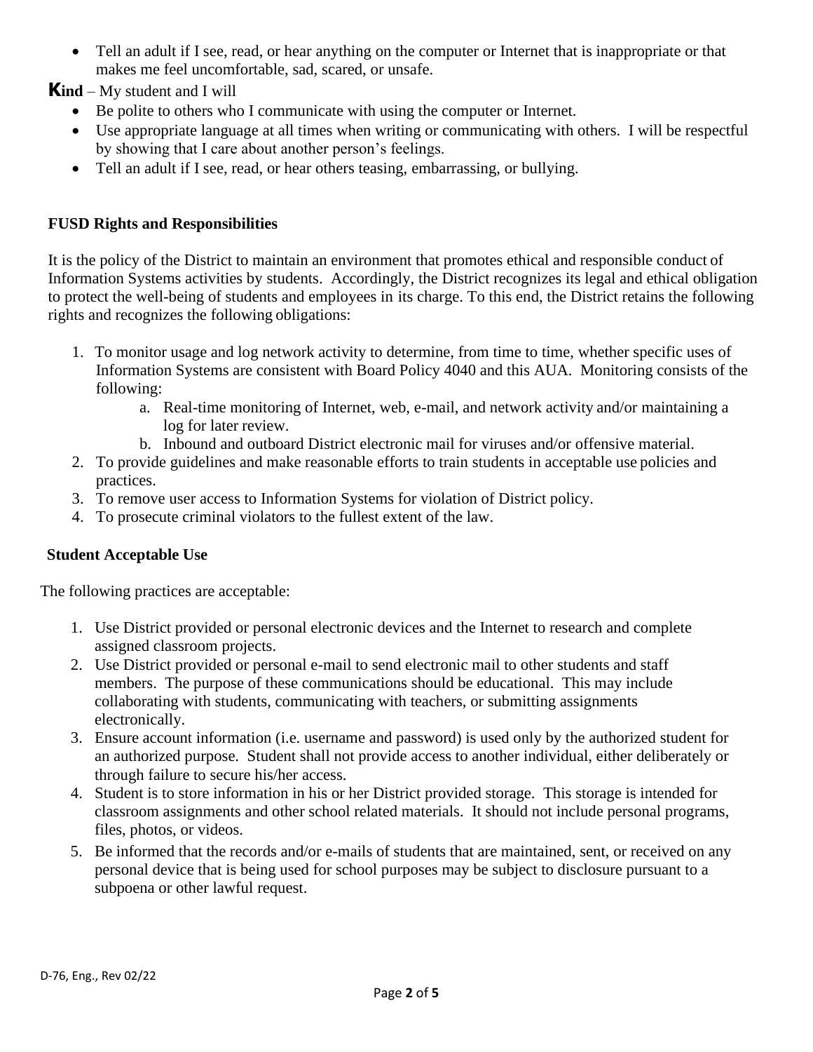- Tell an adult if I see, read, or hear anything on the computer or Internet that is inappropriate or that makes me feel uncomfortable, sad, scared, or unsafe.

**Kind** – My student and I will

- Be polite to others who I communicate with using the computer or Internet.
- Use appropriate language at all times when writing or communicating with others. I will be respectful by showing that I care about another person's feelings.
- Tell an adult if I see, read, or hear others teasing, embarrassing, or bullying.

**FUSD Rights and Responsibilities**

It is the policy of the District to maintain an environment that promotes ethical and responsible conduct of Information Systems activities by students. Accordingly, the District recognizes its legal and ethical obligation to protect the well-being of students and employees in its charge. To this end, the District retains the following rights and recognizes the following obligations:

1. To monitor usage and log network activity to determine, from time to time, whether specific uses of Information Systems are consistent with Board Policy 4040 and this AUA. Monitoring consists of the following:
   a. Real-time monitoring of Internet, web, e-mail, and network activity and/or maintaining a log for later review.
   b. Inbound and outboard District electronic mail for viruses and/or offensive material.
2. To provide guidelines and make reasonable efforts to train students in acceptable use policies and practices.
3. To remove user access to Information Systems for violation of District policy.
4. To prosecute criminal violators to the fullest extent of the law.

**Student Acceptable Use**

The following practices are acceptable:

1. Use District provided or personal electronic devices and the Internet to research and complete assigned classroom projects.
2. Use District provided or personal e-mail to send electronic mail to other students and staff members. The purpose of these communications should be educational. This may include collaborating with students, communicating with teachers, or submitting assignments electronically.
3. Ensure account information (i.e. username and password) is used only by the authorized student for an authorized purpose. Student shall not provide access to another individual, either deliberately or through failure to secure his/her access.
4. Student is to store information in his or her District provided storage. This storage is intended for classroom assignments and other school related materials. It should not include personal programs, files, photos, or videos.
5. Be informed that the records and/or e-mails of students that are maintained, sent, or received on any personal device that is being used for school purposes may be subject to disclosure pursuant to a subpoena or other lawful request.

D-76, Eng., Rev 02/22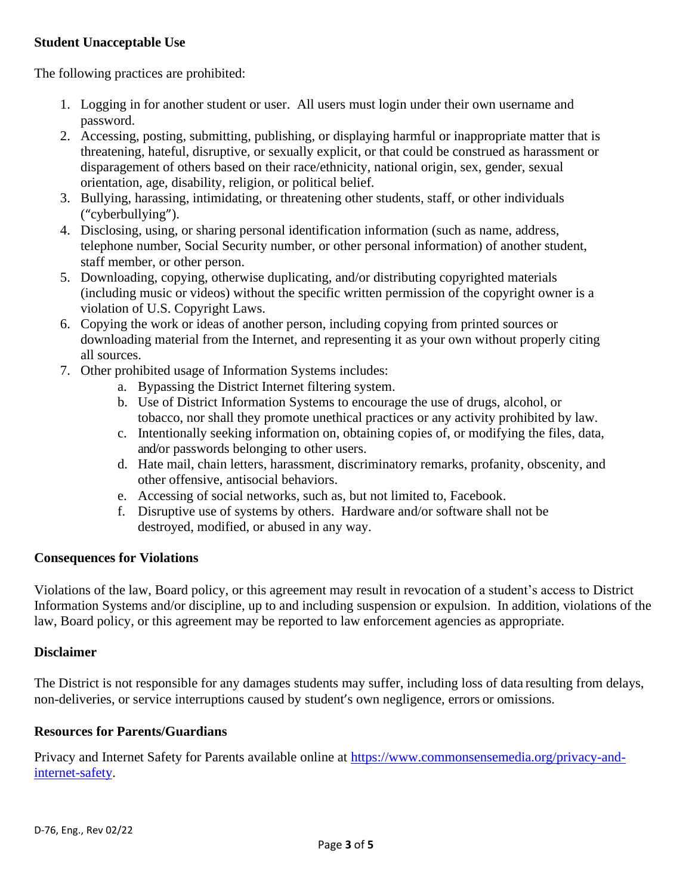**Student Unacceptable Use**

The following practices are prohibited:

1. Logging in for another student or user. All users must login under their own username and password.
2. Accessing, posting, submitting, publishing, or displaying harmful or inappropriate matter that is threatening, hateful, disruptive, or sexually explicit, or that could be construed as harassment or disparagement of others based on their race/ethnicity, national origin, sex, gender, sexual orientation, age, disability, religion, or political belief.
3. Bullying, harassing, intimidating, or threatening other students, staff, or other individuals ("cyberbullying").
4. Disclosing, using, or sharing personal identification information (such as name, address, telephone number, Social Security number, or other personal information) of another student, staff member, or other person.
5. Downloading, copying, otherwise duplicating, and/or distributing copyrighted materials (including music or videos) without the specific written permission of the copyright owner is a violation of U.S. Copyright Laws.
6. Copying the work or ideas of another person, including copying from printed sources or downloading material from the Internet, and representing it as your own without properly citing all sources.
7. Other prohibited usage of Information Systems includes:
   a. Bypassing the District Internet filtering system.
   b. Use of District Information Systems to encourage the use of drugs, alcohol, or tobacco, nor shall they promote unethical practices or any activity prohibited by law.
   c. Intentionally seeking information on, obtaining copies of, or modifying the files, data, and/or passwords belonging to other users.
   d. Hate mail, chain letters, harassment, discriminatory remarks, profanity, obscenity, and other offensive, antisocial behaviors.
   e. Accessing of social networks, such as, but not limited to, Facebook.
   f. Disruptive use of systems by others. Hardware and/or software shall not be destroyed, modified, or abused in any way.

**Consequences for Violations**

Violations of the law, Board policy, or this agreement may result in revocation of a student's access to District Information Systems and/or discipline, up to and including suspension or expulsion. In addition, violations of the law, Board policy, or this agreement may be reported to law enforcement agencies as appropriate.

**Disclaimer**

The District is not responsible for any damages students may suffer, including loss of data resulting from delays, non-deliveries, or service interruptions caused by student's own negligence, errors or omissions.

**Resources for Parents/Guardians**

Privacy and Internet Safety for Parents available online at [https://www.commonsensemedia.org/privacy-and-internet-safety](https://www.commonsensemedia.org/privacy-and-internet-safety).

D-76, Eng., Rev 02/22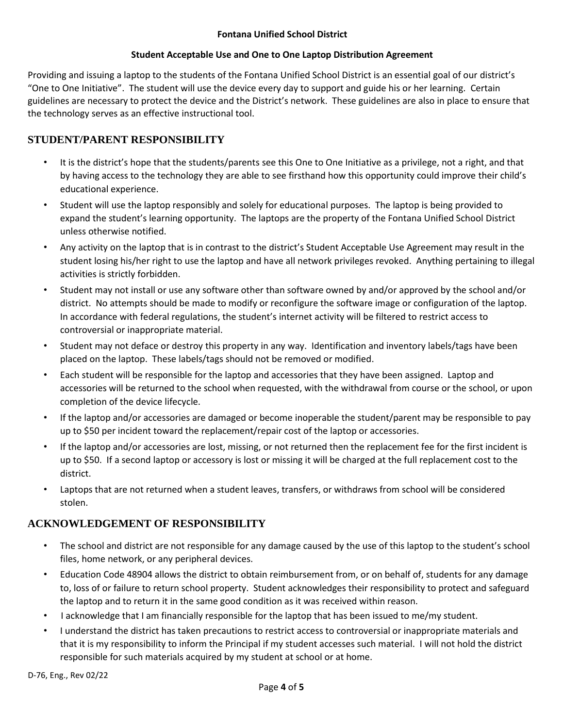**Fontana Unified School District**

**Student Acceptable Use and One to One Laptop Distribution Agreement**

Providing and issuing a laptop to the students of the Fontana Unified School District is an essential goal of our district's "One to One Initiative". The student will use the device every day to support and guide his or her learning. Certain guidelines are necessary to protect the device and the District's network. These guidelines are also in place to ensure that the technology serves as an effective instructional tool.

## STUDENT/PARENT RESPONSIBILITY

- It is the district's hope that the students/parents see this One to One Initiative as a privilege, not a right, and that by having access to the technology they are able to see firsthand how this opportunity could improve their child's educational experience.
- Student will use the laptop responsibly and solely for educational purposes. The laptop is being provided to expand the student's learning opportunity. The laptops are the property of the Fontana Unified School District unless otherwise notified.
- Any activity on the laptop that is in contrast to the district's Student Acceptable Use Agreement may result in the student losing his/her right to use the laptop and have all network privileges revoked. Anything pertaining to illegal activities is strictly forbidden.
- Student may not install or use any software other than software owned by and/or approved by the school and/or district. No attempts should be made to modify or reconfigure the software image or configuration of the laptop. In accordance with federal regulations, the student's internet activity will be filtered to restrict access to controversial or inappropriate material.
- Student may not deface or destroy this property in any way. Identification and inventory labels/tags have been placed on the laptop. These labels/tags should not be removed or modified.
- Each student will be responsible for the laptop and accessories that they have been assigned. Laptop and accessories will be returned to the school when requested, with the withdrawal from course or the school, or upon completion of the device lifecycle.
- If the laptop and/or accessories are damaged or become inoperable the student/parent may be responsible to pay up to $50 per incident toward the replacement/repair cost of the laptop or accessories.
- If the laptop and/or accessories are lost, missing, or not returned then the replacement fee for the first incident is up to $50. If a second laptop or accessory is lost or missing it will be charged at the full replacement cost to the district.
- Laptops that are not returned when a student leaves, transfers, or withdraws from school will be considered stolen.

## ACKNOWLEDGEMENT OF RESPONSIBILITY

- The school and district are not responsible for any damage caused by the use of this laptop to the student's school files, home network, or any peripheral devices.
- Education Code 48904 allows the district to obtain reimbursement from, or on behalf of, students for any damage to, loss of or failure to return school property. Student acknowledges their responsibility to protect and safeguard the laptop and to return it in the same good condition as it was received within reason.
- I acknowledge that I am financially responsible for the laptop that has been issued to me/my student.
- I understand the district has taken precautions to restrict access to controversial or inappropriate materials and that it is my responsibility to inform the Principal if my student accesses such material. I will not hold the district responsible for such materials acquired by my student at school or at home.

D-76, Eng., Rev 02/22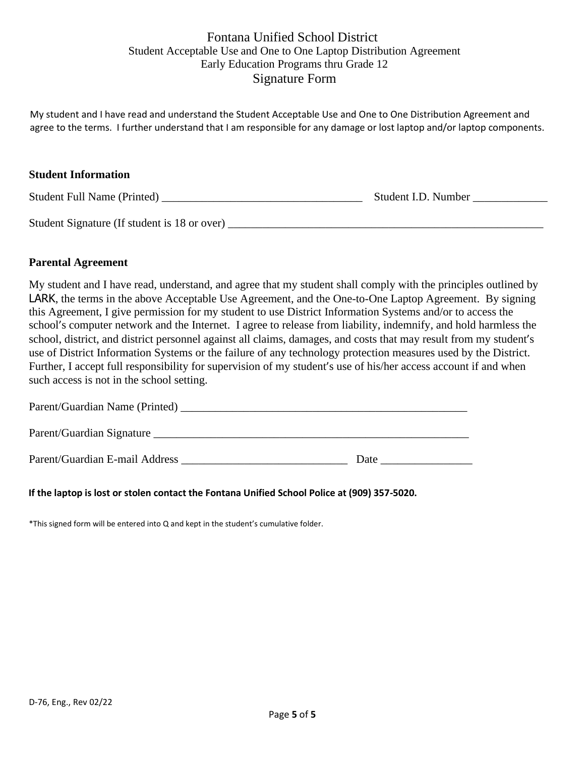# Fontana Unified School District

Student Acceptable Use and One to One Laptop Distribution Agreement
Early Education Programs thru Grade 12
Signature Form

My student and I have read and understand the Student Acceptable Use and One to One Distribution Agreement and agree to the terms. I further understand that I am responsible for any damage or lost laptop and/or laptop components.

**Student Information**

Student Full Name (Printed) ___________________________________ Student I.D. Number _____________

Student Signature (If student is 18 or over) _________________________________________________________

**Parental Agreement**

My student and I have read, understand, and agree that my student shall comply with the principles outlined by LARK, the terms in the above Acceptable Use Agreement, and the One-to-One Laptop Agreement. By signing this Agreement, I give permission for my student to use District Information Systems and/or to access the school's computer network and the Internet. I agree to release from liability, indemnify, and hold harmless the school, district, and district personnel against all claims, damages, and costs that may result from my student's use of District Information Systems or the failure of any technology protection measures used by the District. Further, I accept full responsibility for supervision of my student's use of his/her access account if and when such access is not in the school setting.

Parent/Guardian Name (Printed) ____________________________________________________

Parent/Guardian Signature ________________________________________________________

Parent/Guardian E-mail Address _____________________________ Date ________________

**If the laptop is lost or stolen contact the Fontana Unified School Police at (909) 357-5020.**

*This signed form will be entered into Q and kept in the student's cumulative folder.

D-76, Eng., Rev 02/22